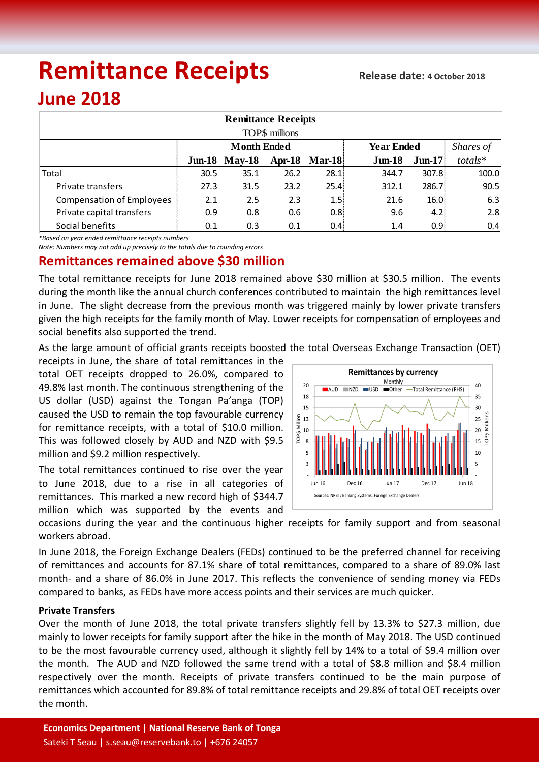# Remittance Receipts

**Release date: 4 October 2018**

# June 2018

| Remittance Receipts TOP$ millions | Month Ended | | | | Year Ended | | Shares of |
|---|---|---|---|---|---|---|---|
| | Jun-18 | May-18 | Apr-18 | Mar-18 | Jun-18 | Jun-17 | totals* |
| Total | 30.5 | 35.1 | 26.2 | 28.1 | 344.7 | 307.8 | 100.0 |
| Private transfers | 27.3 | 31.5 | 23.2 | 25.4 | 312.1 | 286.7 | 90.5 |
| Compensation of Employees | 2.1 | 2.5 | 2.3 | 1.5 | 21.6 | 16.0 | 6.3 |
| Private capital transfers | 0.9 | 0.8 | 0.6 | 0.8 | 9.6 | 4.2 | 2.8 |
| Social benefits | 0.1 | 0.3 | 0.1 | 0.4 | 1.4 | 0.9 | 0.4 |

*\*Based on year ended remittance receipts numbers*

*Note: Numbers may not add up precisely to the totals due to rounding errors*

## Remittances remained above $30 million

The total remittance receipts for June 2018 remained above $30 million at $30.5 million. The events during the month like the annual church conferences contributed to maintain the high remittances level in June. The slight decrease from the previous month was triggered mainly by lower private transfers given the high receipts for the family month of May. Lower receipts for compensation of employees and social benefits also supported the trend.

As the large amount of official grants receipts boosted the total Overseas Exchange Transaction (OET) receipts in June, the share of total remittances in the total OET receipts dropped to 26.0%, compared to 49.8% last month. The continuous strengthening of the US dollar (USD) against the Tongan Pa'anga (TOP) caused the USD to remain the top favourable currency for remittance receipts, with a total of $10.0 million. This was followed closely by AUD and NZD with $9.5 million and $9.2 million respectively.

The total remittances continued to rise over the year to June 2018, due to a rise in all categories of remittances. This marked a new record high of $344.7 million which was supported by the events and occasions during the year and the continuous higher receipts for family support and from seasonal workers abroad.

In June 2018, the Foreign Exchange Dealers (FEDs) continued to be the preferred channel for receiving of remittances and accounts for 87.1% share of total remittances, compared to a share of 89.0% last month- and a share of 86.0% in June 2017. This reflects the convenience of sending money via FEDs compared to banks, as FEDs have more access points and their services are much quicker.

**Private Transfers**

Over the month of June 2018, the total private transfers slightly fell by 13.3% to $27.3 million, due mainly to lower receipts for family support after the hike in the month of May 2018. The USD continued to be the most favourable currency used, although it slightly fell by 14% to a total of $9.4 million over the month. The AUD and NZD followed the same trend with a total of $8.8 million and $8.4 million respectively over the month. Receipts of private transfers continued to be the main purpose of remittances which accounted for 89.8% of total remittance receipts and 29.8% of total OET receipts over the month.

**Economics Department | National Reserve Bank of Tonga**

Sateki T Seau | s.seau@reservebank.to | +676 24057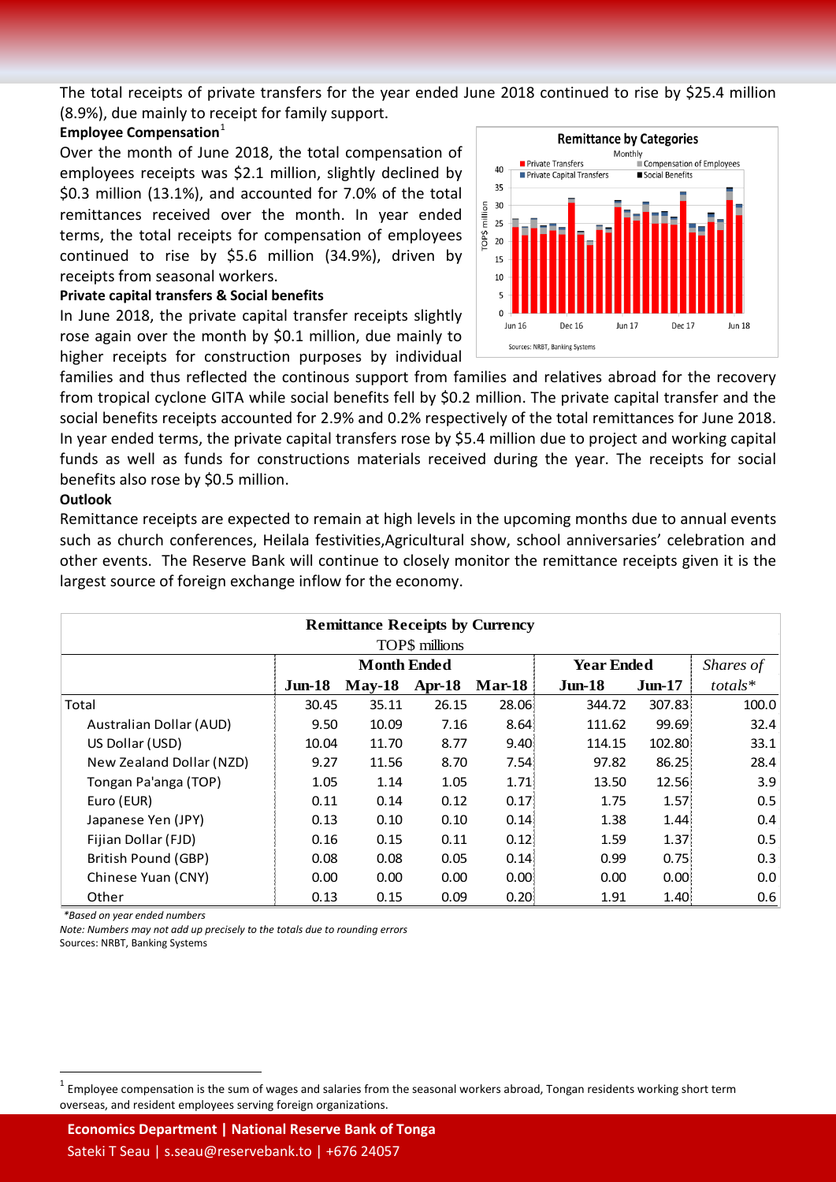The total receipts of private transfers for the year ended June 2018 continued to rise by $25.4 million (8.9%), due mainly to receipt for family support.

**Employee Compensation**[1]

Over the month of June 2018, the total compensation of employees receipts was $2.1 million, slightly declined by $0.3 million (13.1%), and accounted for 7.0% of the total remittances received over the month. In year ended terms, the total receipts for compensation of employees continued to rise by $5.6 million (34.9%), driven by receipts from seasonal workers.

**Private capital transfers & Social benefits**

In June 2018, the private capital transfer receipts slightly rose again over the month by $0.1 million, due mainly to higher receipts for construction purposes by individual families and thus reflected the continous support from families and relatives abroad for the recovery from tropical cyclone GITA while social benefits fell by $0.2 million. The private capital transfer and the social benefits receipts accounted for 2.9% and 0.2% respectively of the total remittances for June 2018. In year ended terms, the private capital transfers rose by $5.4 million due to project and working capital funds as well as funds for constructions materials received during the year. The receipts for social benefits also rose by $0.5 million.

Remittance by Categories
Monthly
Private Transfers
Compensation of Employees
Private Capital Transfers
Social Benefits
TOP$ million
0
5
10
15
20
25
30
35
40
Jun 16
Dec 16
Jun 17
Dec 17
Jun 18
Sources: NRBT, Banking Systems

**Outlook**

Remittance receipts are expected to remain at high levels in the upcoming months due to annual events such as church conferences, Heilala festivities,Agricultural show, school anniversaries' celebration and other events. The Reserve Bank will continue to closely monitor the remittance receipts given it is the largest source of foreign exchange inflow for the economy.

**Remittance Receipts by Currency**
TOP$ millions

| | Month Ended | | | | Year Ended | | *Shares of* |
|---|---|---|---|---|---|---|---|
| | **Jun-18** | **May-18** | **Apr-18** | **Mar-18** | **Jun-18** | **Jun-17** | *totals** |
| Total | 30.45 | 35.11 | 26.15 | 28.06 | 344.72 | 307.83 | 100.0 |
| Australian Dollar (AUD) | 9.50 | 10.09 | 7.16 | 8.64 | 111.62 | 99.69 | 32.4 |
| US Dollar (USD) | 10.04 | 11.70 | 8.77 | 9.40 | 114.15 | 102.80 | 33.1 |
| New Zealand Dollar (NZD) | 9.27 | 11.56 | 8.70 | 7.54 | 97.82 | 86.25 | 28.4 |
| Tongan Pa'anga (TOP) | 1.05 | 1.14 | 1.05 | 1.71 | 13.50 | 12.56 | 3.9 |
| Euro (EUR) | 0.11 | 0.14 | 0.12 | 0.17 | 1.75 | 1.57 | 0.5 |
| Japanese Yen (JPY) | 0.13 | 0.10 | 0.10 | 0.14 | 1.38 | 1.44 | 0.4 |
| Fijian Dollar (FJD) | 0.16 | 0.15 | 0.11 | 0.12 | 1.59 | 1.37 | 0.5 |
| British Pound (GBP) | 0.08 | 0.08 | 0.05 | 0.14 | 0.99 | 0.75 | 0.3 |
| Chinese Yuan (CNY) | 0.00 | 0.00 | 0.00 | 0.00 | 0.00 | 0.00 | 0.0 |
| Other | 0.13 | 0.15 | 0.09 | 0.20 | 1.91 | 1.40 | 0.6 |

*\*Based on year ended numbers*

*Note: Numbers may not add up precisely to the totals due to rounding errors*

Sources: NRBT, Banking Systems

[1] Employee compensation is the sum of wages and salaries from the seasonal workers abroad, Tongan residents working short term overseas, and resident employees serving foreign organizations.

**Economics Department | National Reserve Bank of Tonga**

Sateki T Seau | s.seau@reservebank.to | +676 24057